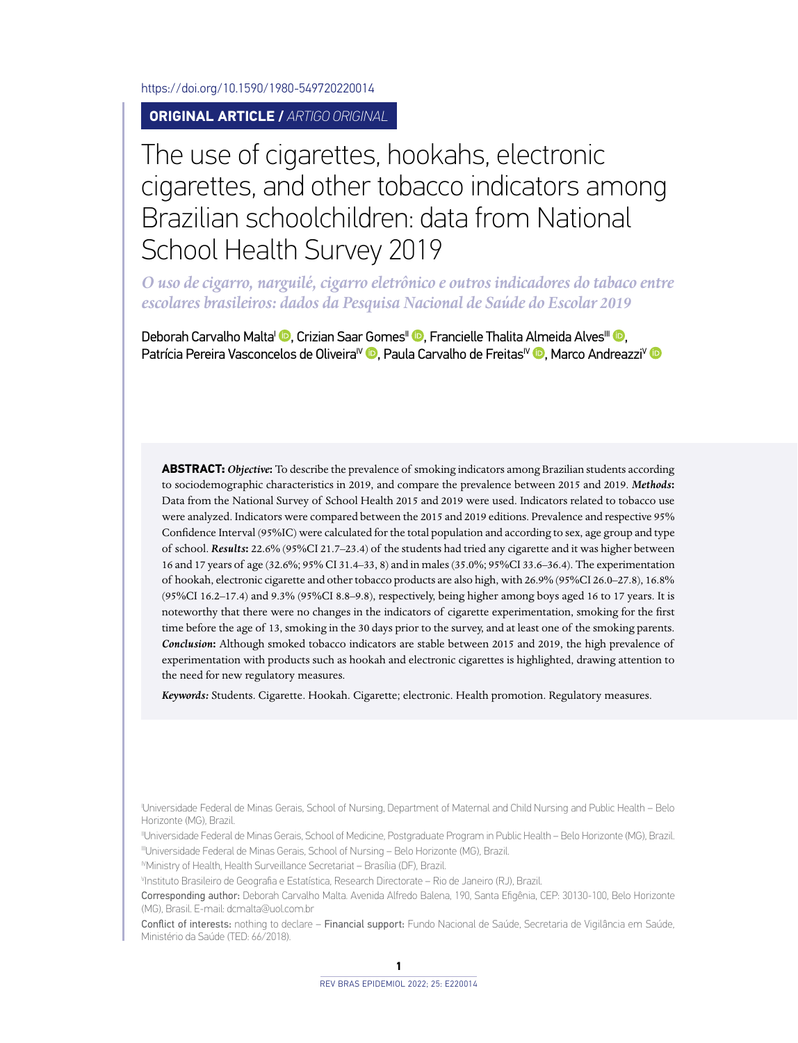https://doi.org/10.1590/1980-549720220014

**ORIGINAL ARTICLE /** *ARTIGO ORIGINAL*

# The use of cigarettes, hookahs, electronic cigarettes, and other tobacco indicators among Brazilian schoolchildren: data from National School Health Survey 2019

*O uso de cigarro, narguilé, cigarro eletrônico e outros indicadores do tabaco entre escolares brasileiros: dados da Pesquisa Nacional de Saúde do Escolar 2019*

Deborah Carvalho Malta[I], Crizian Saar Gomes[II], Francielle Thalita Almeida Alves[III], Patrícia Pereira Vasconcelos de Oliveira[IV], Paula Carvalho de Freitas[IV], Marco Andreazzi[V]

**ABSTRACT:** ***Objective*:** To describe the prevalence of smoking indicators among Brazilian students according to sociodemographic characteristics in 2019, and compare the prevalence between 2015 and 2019. ***Methods*:** Data from the National Survey of School Health 2015 and 2019 were used. Indicators related to tobacco use were analyzed. Indicators were compared between the 2015 and 2019 editions. Prevalence and respective 95% Confidence Interval (95%IC) were calculated for the total population and according to sex, age group and type of school. ***Results*:** 22.6% (95%CI 21.7–23.4) of the students had tried any cigarette and it was higher between 16 and 17 years of age (32.6%; 95% CI 31.4–33, 8) and in males (35.0%; 95%CI 33.6–36.4). The experimentation of hookah, electronic cigarette and other tobacco products are also high, with 26.9% (95%CI 26.0–27.8), 16.8% (95%CI 16.2–17.4) and 9.3% (95%CI 8.8–9.8), respectively, being higher among boys aged 16 to 17 years. It is noteworthy that there were no changes in the indicators of cigarette experimentation, smoking for the first time before the age of 13, smoking in the 30 days prior to the survey, and at least one of the smoking parents. ***Conclusion*:** Although smoked tobacco indicators are stable between 2015 and 2019, the high prevalence of experimentation with products such as hookah and electronic cigarettes is highlighted, drawing attention to the need for new regulatory measures.

***Keywords:*** Students. Cigarette. Hookah. Cigarette; electronic. Health promotion. Regulatory measures.

[I]Universidade Federal de Minas Gerais, School of Nursing, Department of Maternal and Child Nursing and Public Health – Belo Horizonte (MG), Brazil.

[II]Universidade Federal de Minas Gerais, School of Medicine, Postgraduate Program in Public Health – Belo Horizonte (MG), Brazil.

[III]Universidade Federal de Minas Gerais, School of Nursing – Belo Horizonte (MG), Brazil.

[IV]Ministry of Health, Health Surveillance Secretariat – Brasília (DF), Brazil.

[V]Instituto Brasileiro de Geografia e Estatística, Research Directorate – Rio de Janeiro (RJ), Brazil.

Corresponding author: Deborah Carvalho Malta. Avenida Alfredo Balena, 190, Santa Efigênia, CEP: 30130-100, Belo Horizonte (MG), Brasil. E-mail: dcmalta@uol.com.br

Conflict of interests: nothing to declare – Financial support: Fundo Nacional de Saúde, Secretaria de Vigilância em Saúde, Ministério da Saúde (TED: 66/2018).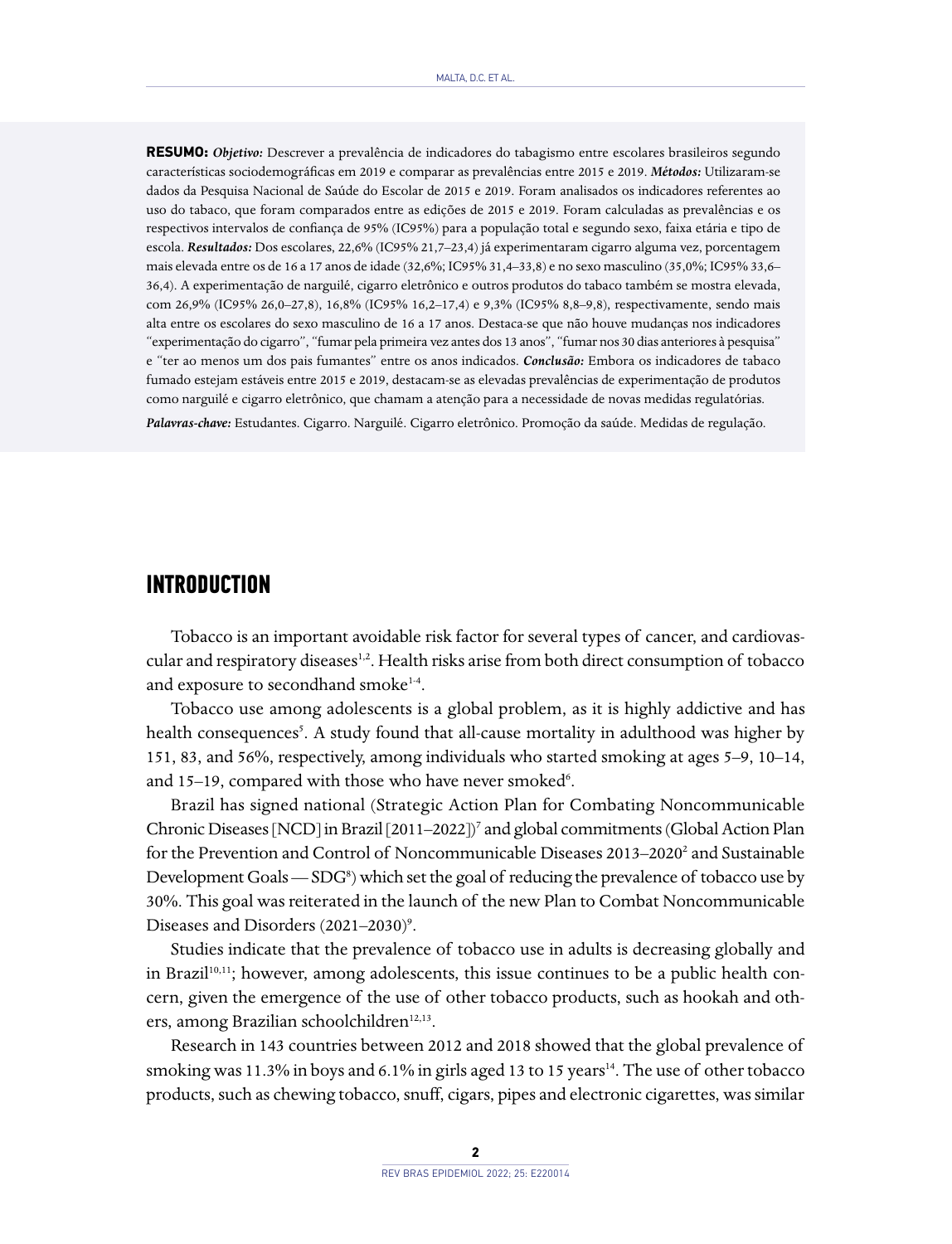**RESUMO:** ***Objetivo:*** Descrever a prevalência de indicadores do tabagismo entre escolares brasileiros segundo características sociodemográficas em 2019 e comparar as prevalências entre 2015 e 2019. ***Métodos:*** Utilizaram-se dados da Pesquisa Nacional de Saúde do Escolar de 2015 e 2019. Foram analisados os indicadores referentes ao uso do tabaco, que foram comparados entre as edições de 2015 e 2019. Foram calculadas as prevalências e os respectivos intervalos de confiança de 95% (IC95%) para a população total e segundo sexo, faixa etária e tipo de escola. ***Resultados:*** Dos escolares, 22,6% (IC95% 21,7–23,4) já experimentaram cigarro alguma vez, porcentagem mais elevada entre os de 16 a 17 anos de idade (32,6%; IC95% 31,4–33,8) e no sexo masculino (35,0%; IC95% 33,6–36,4). A experimentação de narguilé, cigarro eletrônico e outros produtos do tabaco também se mostra elevada, com 26,9% (IC95% 26,0–27,8), 16,8% (IC95% 16,2–17,4) e 9,3% (IC95% 8,8–9,8), respectivamente, sendo mais alta entre os escolares do sexo masculino de 16 a 17 anos. Destaca-se que não houve mudanças nos indicadores "experimentação do cigarro", "fumar pela primeira vez antes dos 13 anos", "fumar nos 30 dias anteriores à pesquisa" e "ter ao menos um dos pais fumantes" entre os anos indicados. ***Conclusão:*** Embora os indicadores de tabaco fumado estejam estáveis entre 2015 e 2019, destacam-se as elevadas prevalências de experimentação de produtos como narguilé e cigarro eletrônico, que chamam a atenção para a necessidade de novas medidas regulatórias.

***Palavras-chave:*** Estudantes. Cigarro. Narguilé. Cigarro eletrônico. Promoção da saúde. Medidas de regulação.

# INTRODUCTION

Tobacco is an important avoidable risk factor for several types of cancer, and cardiovascular and respiratory diseases[1,2]. Health risks arise from both direct consumption of tobacco and exposure to secondhand smoke[1-4].

Tobacco use among adolescents is a global problem, as it is highly addictive and has health consequences[5]. A study found that all-cause mortality in adulthood was higher by 151, 83, and 56%, respectively, among individuals who started smoking at ages 5–9, 10–14, and 15–19, compared with those who have never smoked[6].

Brazil has signed national (Strategic Action Plan for Combating Noncommunicable Chronic Diseases [NCD] in Brazil [2011–2022])[7] and global commitments (Global Action Plan for the Prevention and Control of Noncommunicable Diseases 2013–2020[2] and Sustainable Development Goals — SDG[8]) which set the goal of reducing the prevalence of tobacco use by 30%. This goal was reiterated in the launch of the new Plan to Combat Noncommunicable Diseases and Disorders (2021–2030)[9].

Studies indicate that the prevalence of tobacco use in adults is decreasing globally and in Brazil[10,11]; however, among adolescents, this issue continues to be a public health concern, given the emergence of the use of other tobacco products, such as hookah and others, among Brazilian schoolchildren[12,13].

Research in 143 countries between 2012 and 2018 showed that the global prevalence of smoking was 11.3% in boys and 6.1% in girls aged 13 to 15 years[14]. The use of other tobacco products, such as chewing tobacco, snuff, cigars, pipes and electronic cigarettes, was similar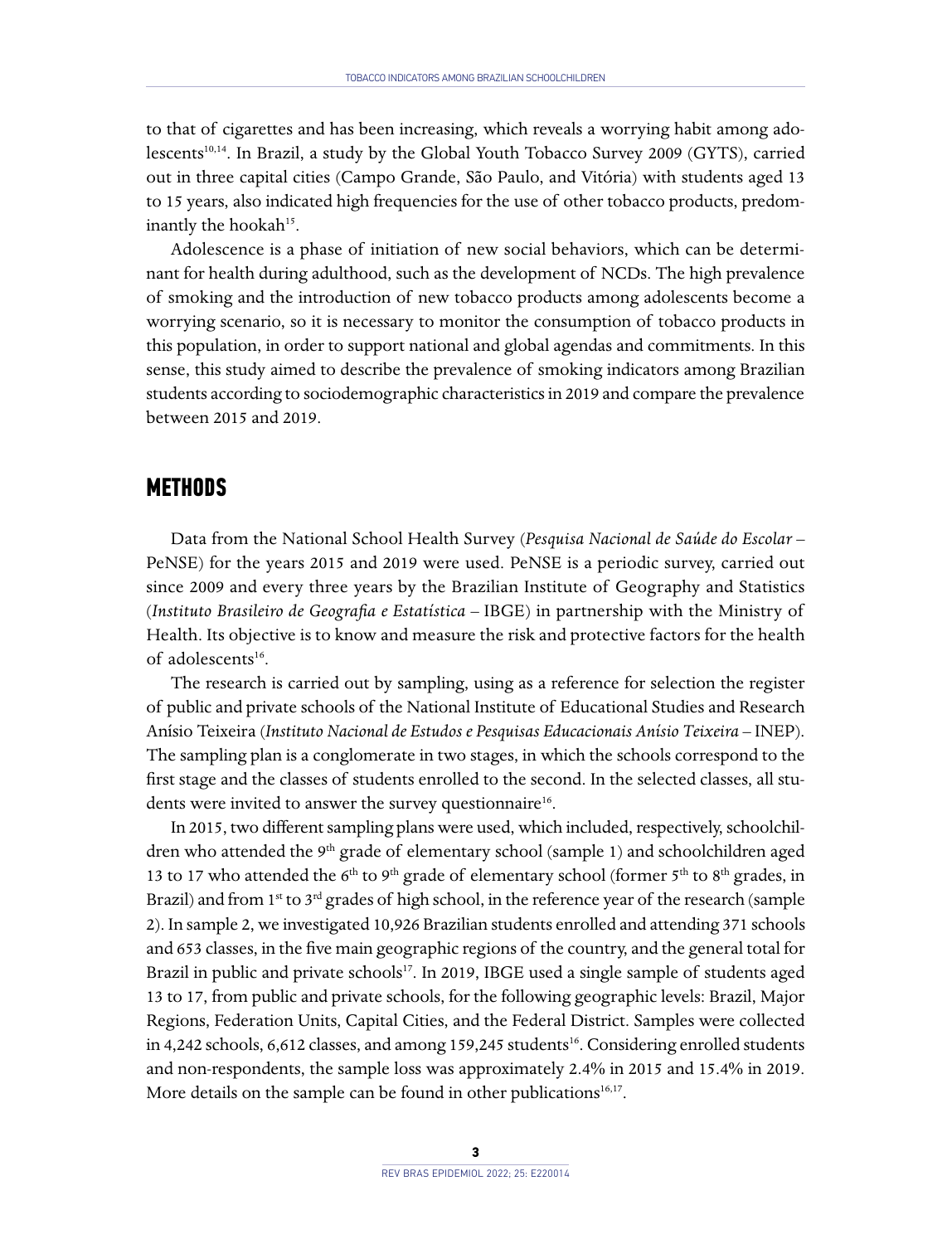to that of cigarettes and has been increasing, which reveals a worrying habit among adolescents[10,14]. In Brazil, a study by the Global Youth Tobacco Survey 2009 (GYTS), carried out in three capital cities (Campo Grande, São Paulo, and Vitória) with students aged 13 to 15 years, also indicated high frequencies for the use of other tobacco products, predominantly the hookah[15].

Adolescence is a phase of initiation of new social behaviors, which can be determinant for health during adulthood, such as the development of NCDs. The high prevalence of smoking and the introduction of new tobacco products among adolescents become a worrying scenario, so it is necessary to monitor the consumption of tobacco products in this population, in order to support national and global agendas and commitments. In this sense, this study aimed to describe the prevalence of smoking indicators among Brazilian students according to sociodemographic characteristics in 2019 and compare the prevalence between 2015 and 2019.

## METHODS

Data from the National School Health Survey (*Pesquisa Nacional de Saúde do Escolar* – PeNSE) for the years 2015 and 2019 were used. PeNSE is a periodic survey, carried out since 2009 and every three years by the Brazilian Institute of Geography and Statistics (*Instituto Brasileiro de Geografia e Estatística* – IBGE) in partnership with the Ministry of Health. Its objective is to know and measure the risk and protective factors for the health of adolescents[16].

The research is carried out by sampling, using as a reference for selection the register of public and private schools of the National Institute of Educational Studies and Research Anísio Teixeira (*Instituto Nacional de Estudos e Pesquisas Educacionais Anísio Teixeira* – INEP). The sampling plan is a conglomerate in two stages, in which the schools correspond to the first stage and the classes of students enrolled to the second. In the selected classes, all students were invited to answer the survey questionnaire[16].

In 2015, two different sampling plans were used, which included, respectively, schoolchildren who attended the 9th grade of elementary school (sample 1) and schoolchildren aged 13 to 17 who attended the 6th to 9th grade of elementary school (former 5th to 8th grades, in Brazil) and from 1st to 3rd grades of high school, in the reference year of the research (sample 2). In sample 2, we investigated 10,926 Brazilian students enrolled and attending 371 schools and 653 classes, in the five main geographic regions of the country, and the general total for Brazil in public and private schools[17]. In 2019, IBGE used a single sample of students aged 13 to 17, from public and private schools, for the following geographic levels: Brazil, Major Regions, Federation Units, Capital Cities, and the Federal District. Samples were collected in 4,242 schools, 6,612 classes, and among 159,245 students[16]. Considering enrolled students and non-respondents, the sample loss was approximately 2.4% in 2015 and 15.4% in 2019. More details on the sample can be found in other publications[16,17].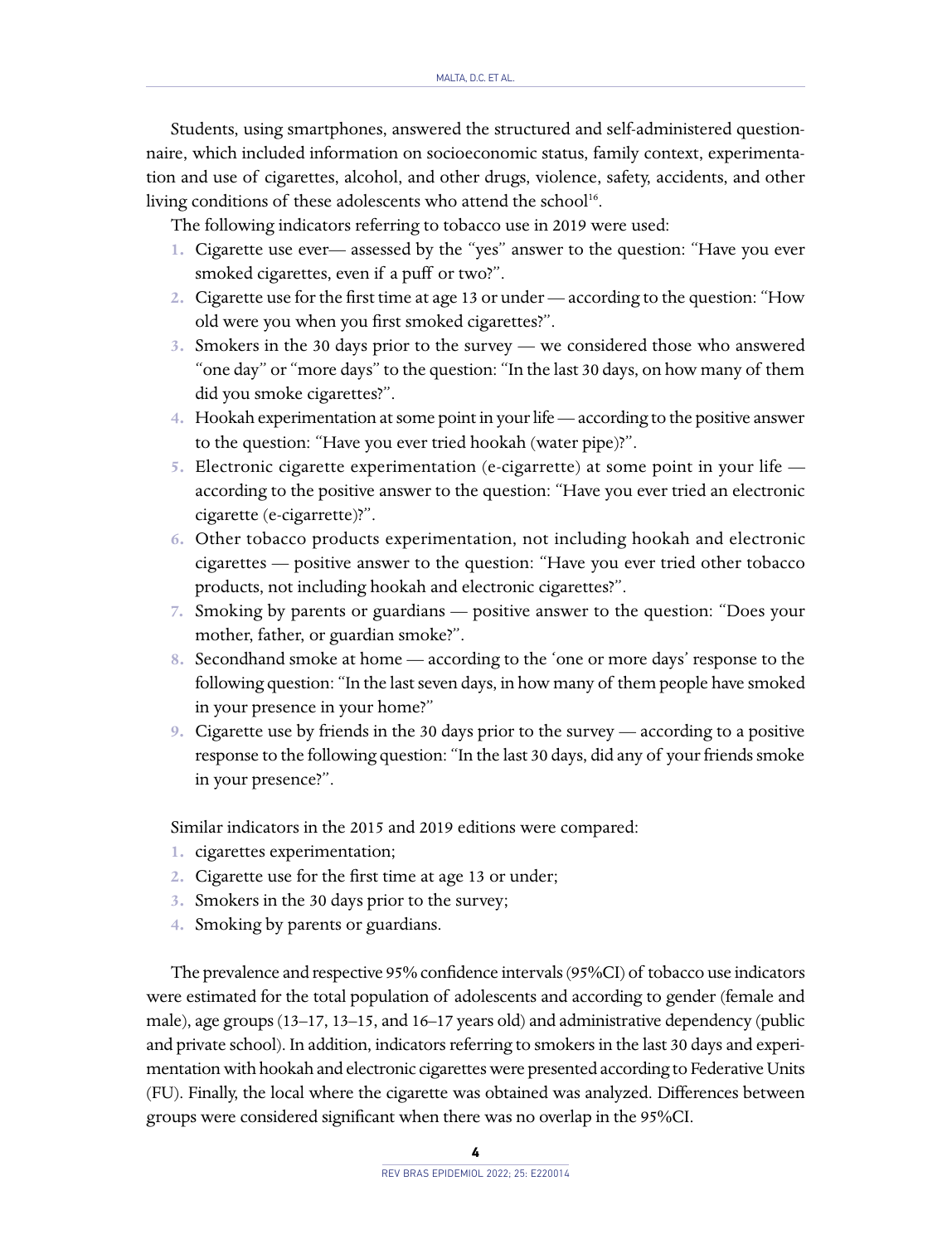Students, using smartphones, answered the structured and self-administered questionnaire, which included information on socioeconomic status, family context, experimentation and use of cigarettes, alcohol, and other drugs, violence, safety, accidents, and other living conditions of these adolescents who attend the school[16].

The following indicators referring to tobacco use in 2019 were used:

1. Cigarette use ever— assessed by the "yes" answer to the question: "Have you ever smoked cigarettes, even if a puff or two?".
2. Cigarette use for the first time at age 13 or under — according to the question: "How old were you when you first smoked cigarettes?".
3. Smokers in the 30 days prior to the survey — we considered those who answered "one day" or "more days" to the question: "In the last 30 days, on how many of them did you smoke cigarettes?".
4. Hookah experimentation at some point in your life — according to the positive answer to the question: "Have you ever tried hookah (water pipe)?".
5. Electronic cigarette experimentation (e-cigarrette) at some point in your life — according to the positive answer to the question: "Have you ever tried an electronic cigarette (e-cigarrette)?".
6. Other tobacco products experimentation, not including hookah and electronic cigarettes — positive answer to the question: "Have you ever tried other tobacco products, not including hookah and electronic cigarettes?".
7. Smoking by parents or guardians — positive answer to the question: "Does your mother, father, or guardian smoke?".
8. Secondhand smoke at home — according to the 'one or more days' response to the following question: "In the last seven days, in how many of them people have smoked in your presence in your home?"
9. Cigarette use by friends in the 30 days prior to the survey — according to a positive response to the following question: "In the last 30 days, did any of your friends smoke in your presence?".

Similar indicators in the 2015 and 2019 editions were compared:

1. cigarettes experimentation;
2. Cigarette use for the first time at age 13 or under;
3. Smokers in the 30 days prior to the survey;
4. Smoking by parents or guardians.

The prevalence and respective 95% confidence intervals (95%CI) of tobacco use indicators were estimated for the total population of adolescents and according to gender (female and male), age groups (13–17, 13–15, and 16–17 years old) and administrative dependency (public and private school). In addition, indicators referring to smokers in the last 30 days and experimentation with hookah and electronic cigarettes were presented according to Federative Units (FU). Finally, the local where the cigarette was obtained was analyzed. Differences between groups were considered significant when there was no overlap in the 95%CI.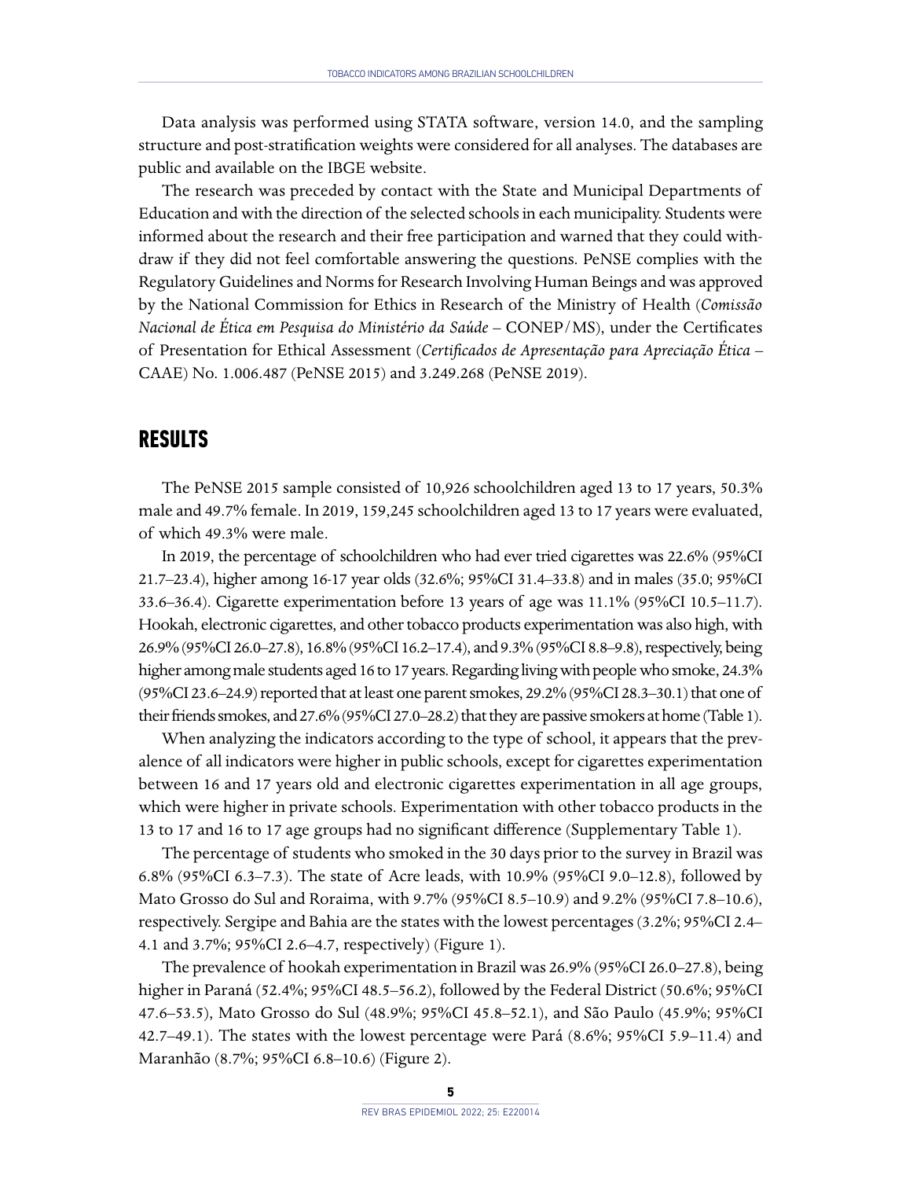Data analysis was performed using STATA software, version 14.0, and the sampling structure and post-stratification weights were considered for all analyses. The databases are public and available on the IBGE website.

The research was preceded by contact with the State and Municipal Departments of Education and with the direction of the selected schools in each municipality. Students were informed about the research and their free participation and warned that they could withdraw if they did not feel comfortable answering the questions. PeNSE complies with the Regulatory Guidelines and Norms for Research Involving Human Beings and was approved by the National Commission for Ethics in Research of the Ministry of Health (*Comissão Nacional de Ética em Pesquisa do Ministério da Saúde* – CONEP/MS), under the Certificates of Presentation for Ethical Assessment (*Certificados de Apresentação para Apreciação Ética* – CAAE) No. 1.006.487 (PeNSE 2015) and 3.249.268 (PeNSE 2019).

# RESULTS

The PeNSE 2015 sample consisted of 10,926 schoolchildren aged 13 to 17 years, 50.3% male and 49.7% female. In 2019, 159,245 schoolchildren aged 13 to 17 years were evaluated, of which 49.3% were male.

In 2019, the percentage of schoolchildren who had ever tried cigarettes was 22.6% (95%CI 21.7–23.4), higher among 16-17 year olds (32.6%; 95%CI 31.4–33.8) and in males (35.0; 95%CI 33.6–36.4). Cigarette experimentation before 13 years of age was 11.1% (95%CI 10.5–11.7). Hookah, electronic cigarettes, and other tobacco products experimentation was also high, with 26.9% (95%CI 26.0–27.8), 16.8% (95%CI 16.2–17.4), and 9.3% (95%CI 8.8–9.8), respectively, being higher among male students aged 16 to 17 years. Regarding living with people who smoke, 24.3% (95%CI 23.6–24.9) reported that at least one parent smokes, 29.2% (95%CI 28.3–30.1) that one of their friends smokes, and 27.6% (95%CI 27.0–28.2) that they are passive smokers at home (Table 1).

When analyzing the indicators according to the type of school, it appears that the prevalence of all indicators were higher in public schools, except for cigarettes experimentation between 16 and 17 years old and electronic cigarettes experimentation in all age groups, which were higher in private schools. Experimentation with other tobacco products in the 13 to 17 and 16 to 17 age groups had no significant difference (Supplementary Table 1).

The percentage of students who smoked in the 30 days prior to the survey in Brazil was 6.8% (95%CI 6.3–7.3). The state of Acre leads, with 10.9% (95%CI 9.0–12.8), followed by Mato Grosso do Sul and Roraima, with 9.7% (95%CI 8.5–10.9) and 9.2% (95%CI 7.8–10.6), respectively. Sergipe and Bahia are the states with the lowest percentages (3.2%; 95%CI 2.4–4.1 and 3.7%; 95%CI 2.6–4.7, respectively) (Figure 1).

The prevalence of hookah experimentation in Brazil was 26.9% (95%CI 26.0–27.8), being higher in Paraná (52.4%; 95%CI 48.5–56.2), followed by the Federal District (50.6%; 95%CI 47.6–53.5), Mato Grosso do Sul (48.9%; 95%CI 45.8–52.1), and São Paulo (45.9%; 95%CI 42.7–49.1). The states with the lowest percentage were Pará (8.6%; 95%CI 5.9–11.4) and Maranhão (8.7%; 95%CI 6.8–10.6) (Figure 2).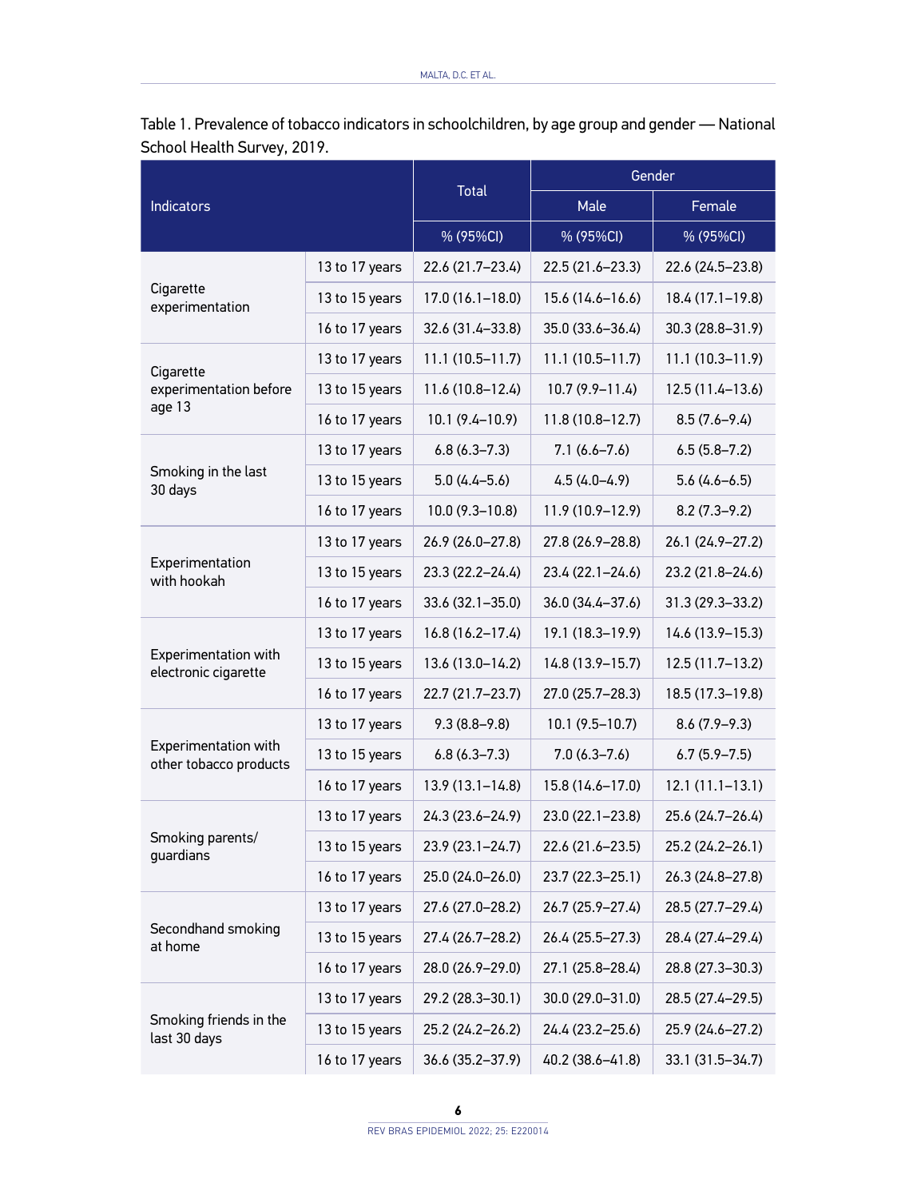Table 1. Prevalence of tobacco indicators in schoolchildren, by age group and gender — National School Health Survey, 2019.

| Indicators | | Total | Gender | |
|---|---|---|---|---|
| | | | Male | Female |
| | | % (95%CI) | % (95%CI) | % (95%CI) |
| Cigarette experimentation | 13 to 17 years | 22.6 (21.7–23.4) | 22.5 (21.6–23.3) | 22.6 (24.5–23.8) |
| | 13 to 15 years | 17.0 (16.1–18.0) | 15.6 (14.6–16.6) | 18.4 (17.1–19.8) |
| | 16 to 17 years | 32.6 (31.4–33.8) | 35.0 (33.6–36.4) | 30.3 (28.8–31.9) |
| Cigarette experimentation before age 13 | 13 to 17 years | 11.1 (10.5–11.7) | 11.1 (10.5–11.7) | 11.1 (10.3–11.9) |
| | 13 to 15 years | 11.6 (10.8–12.4) | 10.7 (9.9–11.4) | 12.5 (11.4–13.6) |
| | 16 to 17 years | 10.1 (9.4–10.9) | 11.8 (10.8–12.7) | 8.5 (7.6–9.4) |
| Smoking in the last 30 days | 13 to 17 years | 6.8 (6.3–7.3) | 7.1 (6.6–7.6) | 6.5 (5.8–7.2) |
| | 13 to 15 years | 5.0 (4.4–5.6) | 4.5 (4.0–4.9) | 5.6 (4.6–6.5) |
| | 16 to 17 years | 10.0 (9.3–10.8) | 11.9 (10.9–12.9) | 8.2 (7.3–9.2) |
| Experimentation with hookah | 13 to 17 years | 26.9 (26.0–27.8) | 27.8 (26.9–28.8) | 26.1 (24.9–27.2) |
| | 13 to 15 years | 23.3 (22.2–24.4) | 23.4 (22.1–24.6) | 23.2 (21.8–24.6) |
| | 16 to 17 years | 33.6 (32.1–35.0) | 36.0 (34.4–37.6) | 31.3 (29.3–33.2) |
| Experimentation with electronic cigarette | 13 to 17 years | 16.8 (16.2–17.4) | 19.1 (18.3–19.9) | 14.6 (13.9–15.3) |
| | 13 to 15 years | 13.6 (13.0–14.2) | 14.8 (13.9–15.7) | 12.5 (11.7–13.2) |
| | 16 to 17 years | 22.7 (21.7–23.7) | 27.0 (25.7–28.3) | 18.5 (17.3–19.8) |
| Experimentation with other tobacco products | 13 to 17 years | 9.3 (8.8–9.8) | 10.1 (9.5–10.7) | 8.6 (7.9–9.3) |
| | 13 to 15 years | 6.8 (6.3–7.3) | 7.0 (6.3–7.6) | 6.7 (5.9–7.5) |
| | 16 to 17 years | 13.9 (13.1–14.8) | 15.8 (14.6–17.0) | 12.1 (11.1–13.1) |
| Smoking parents/guardians | 13 to 17 years | 24.3 (23.6–24.9) | 23.0 (22.1–23.8) | 25.6 (24.7–26.4) |
| | 13 to 15 years | 23.9 (23.1–24.7) | 22.6 (21.6–23.5) | 25.2 (24.2–26.1) |
| | 16 to 17 years | 25.0 (24.0–26.0) | 23.7 (22.3–25.1) | 26.3 (24.8–27.8) |
| Secondhand smoking at home | 13 to 17 years | 27.6 (27.0–28.2) | 26.7 (25.9–27.4) | 28.5 (27.7–29.4) |
| | 13 to 15 years | 27.4 (26.7–28.2) | 26.4 (25.5–27.3) | 28.4 (27.4–29.4) |
| | 16 to 17 years | 28.0 (26.9–29.0) | 27.1 (25.8–28.4) | 28.8 (27.3–30.3) |
| Smoking friends in the last 30 days | 13 to 17 years | 29.2 (28.3–30.1) | 30.0 (29.0–31.0) | 28.5 (27.4–29.5) |
| | 13 to 15 years | 25.2 (24.2–26.2) | 24.4 (23.2–25.6) | 25.9 (24.6–27.2) |
| | 16 to 17 years | 36.6 (35.2–37.9) | 40.2 (38.6–41.8) | 33.1 (31.5–34.7) |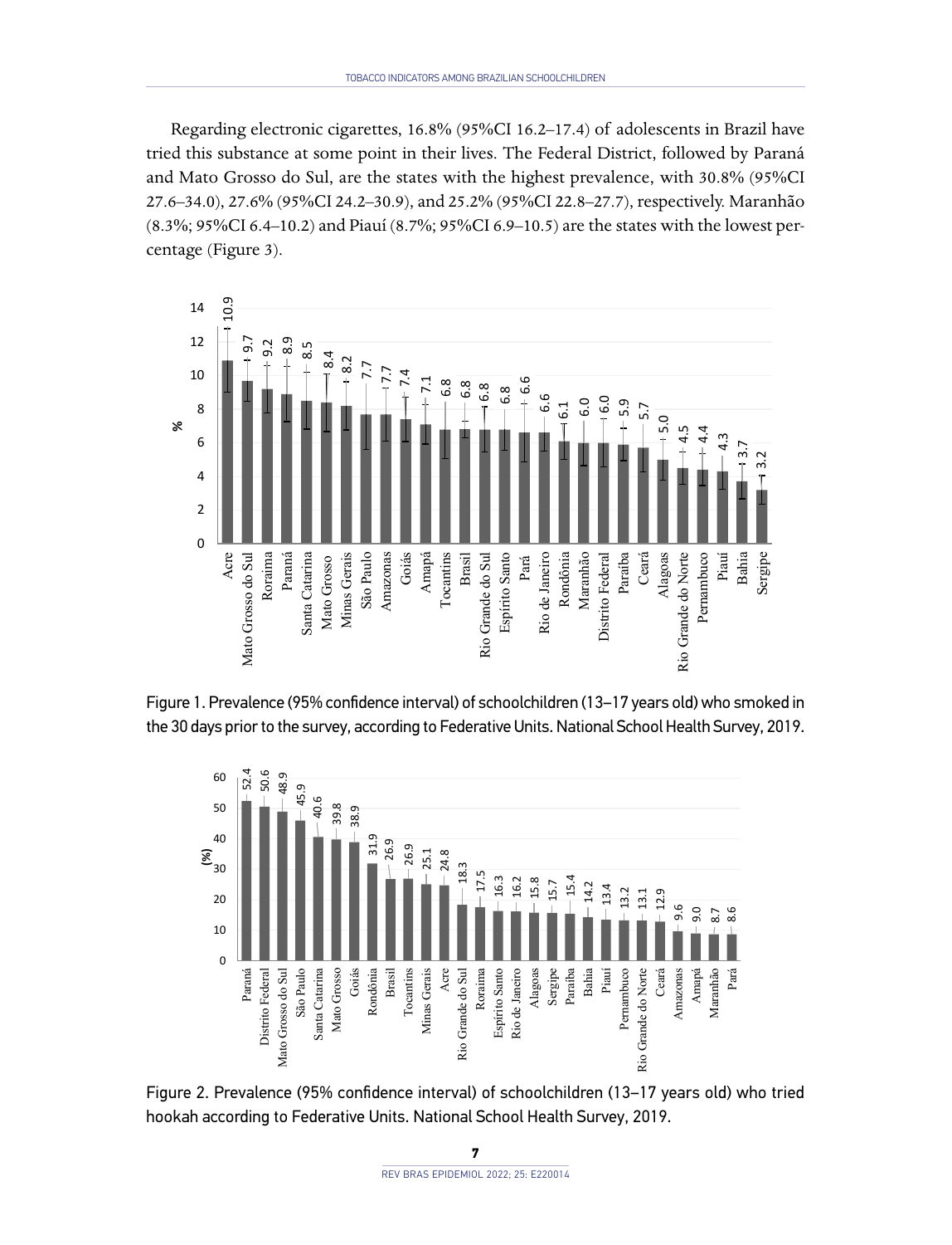Regarding electronic cigarettes, 16.8% (95%CI 16.2–17.4) of adolescents in Brazil have tried this substance at some point in their lives. The Federal District, followed by Paraná and Mato Grosso do Sul, are the states with the highest prevalence, with 30.8% (95%CI 27.6–34.0), 27.6% (95%CI 24.2–30.9), and 25.2% (95%CI 22.8–27.7), respectively. Maranhão (8.3%; 95%CI 6.4–10.2) and Piauí (8.7%; 95%CI 6.9–10.5) are the states with the lowest percentage (Figure 3).

Figure 1. Prevalence (95% confidence interval) of schoolchildren (13–17 years old) who smoked in the 30 days prior to the survey, according to Federative Units. National School Health Survey, 2019.

Figure 2. Prevalence (95% confidence interval) of schoolchildren (13–17 years old) who tried hookah according to Federative Units. National School Health Survey, 2019.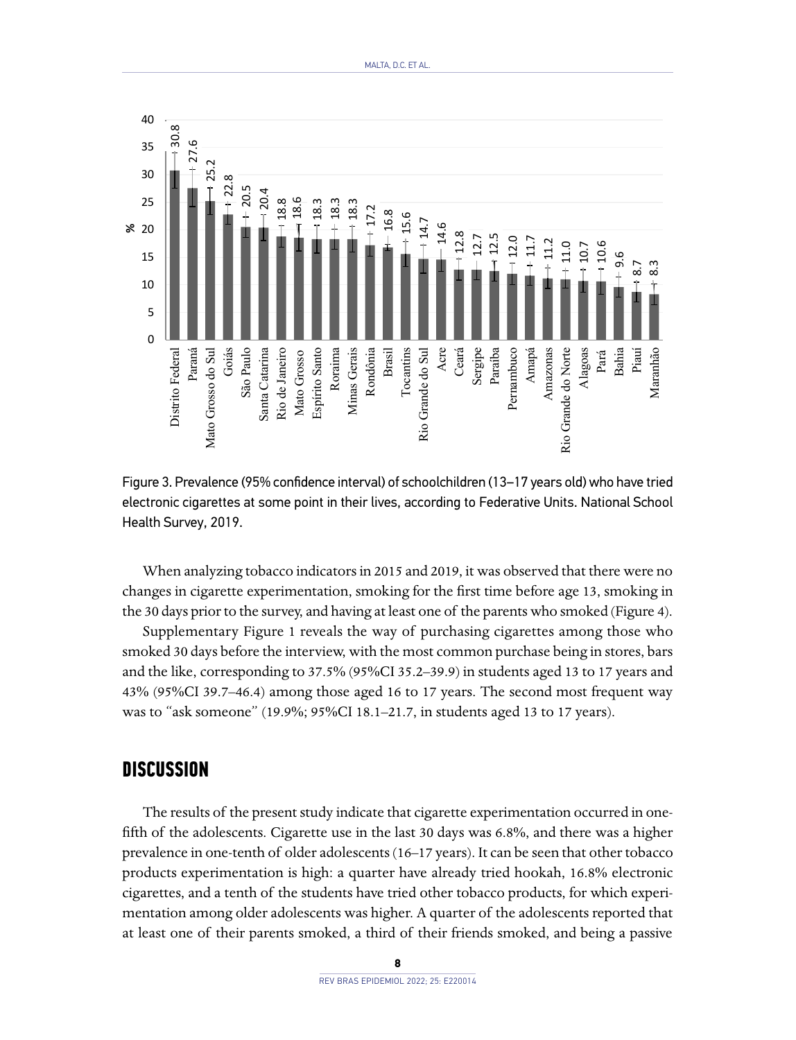Figure 3. Prevalence (95% confidence interval) of schoolchildren (13–17 years old) who have tried electronic cigarettes at some point in their lives, according to Federative Units. National School Health Survey, 2019.

When analyzing tobacco indicators in 2015 and 2019, it was observed that there were no changes in cigarette experimentation, smoking for the first time before age 13, smoking in the 30 days prior to the survey, and having at least one of the parents who smoked (Figure 4).

Supplementary Figure 1 reveals the way of purchasing cigarettes among those who smoked 30 days before the interview, with the most common purchase being in stores, bars and the like, corresponding to 37.5% (95%CI 35.2–39.9) in students aged 13 to 17 years and 43% (95%CI 39.7–46.4) among those aged 16 to 17 years. The second most frequent way was to "ask someone" (19.9%; 95%CI 18.1–21.7, in students aged 13 to 17 years).

## DISCUSSION

The results of the present study indicate that cigarette experimentation occurred in one-fifth of the adolescents. Cigarette use in the last 30 days was 6.8%, and there was a higher prevalence in one-tenth of older adolescents (16–17 years). It can be seen that other tobacco products experimentation is high: a quarter have already tried hookah, 16.8% electronic cigarettes, and a tenth of the students have tried other tobacco products, for which experimentation among older adolescents was higher. A quarter of the adolescents reported that at least one of their parents smoked, a third of their friends smoked, and being a passive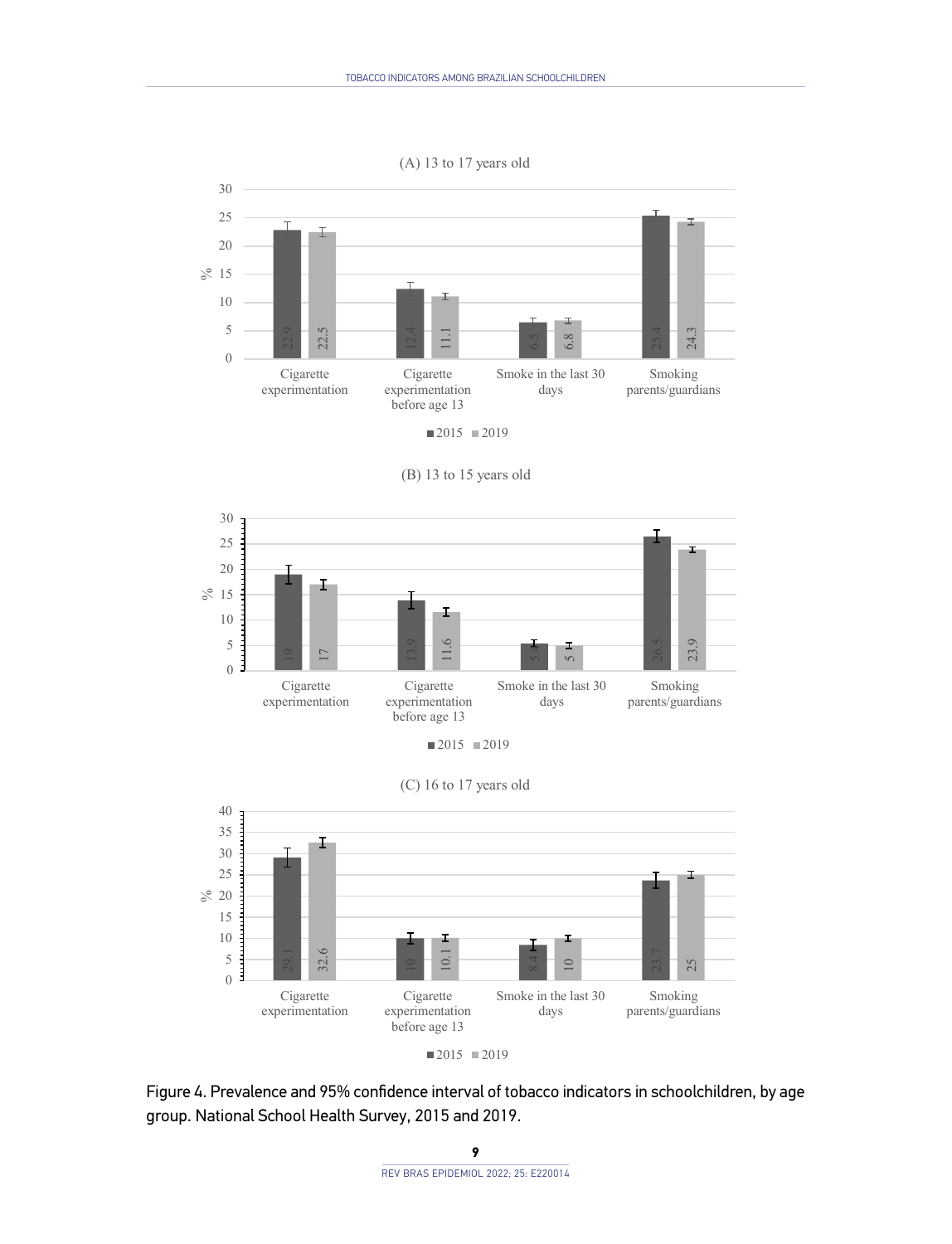Figure 4. Prevalence and 95% confidence interval of tobacco indicators in schoolchildren, by age group. National School Health Survey, 2015 and 2019.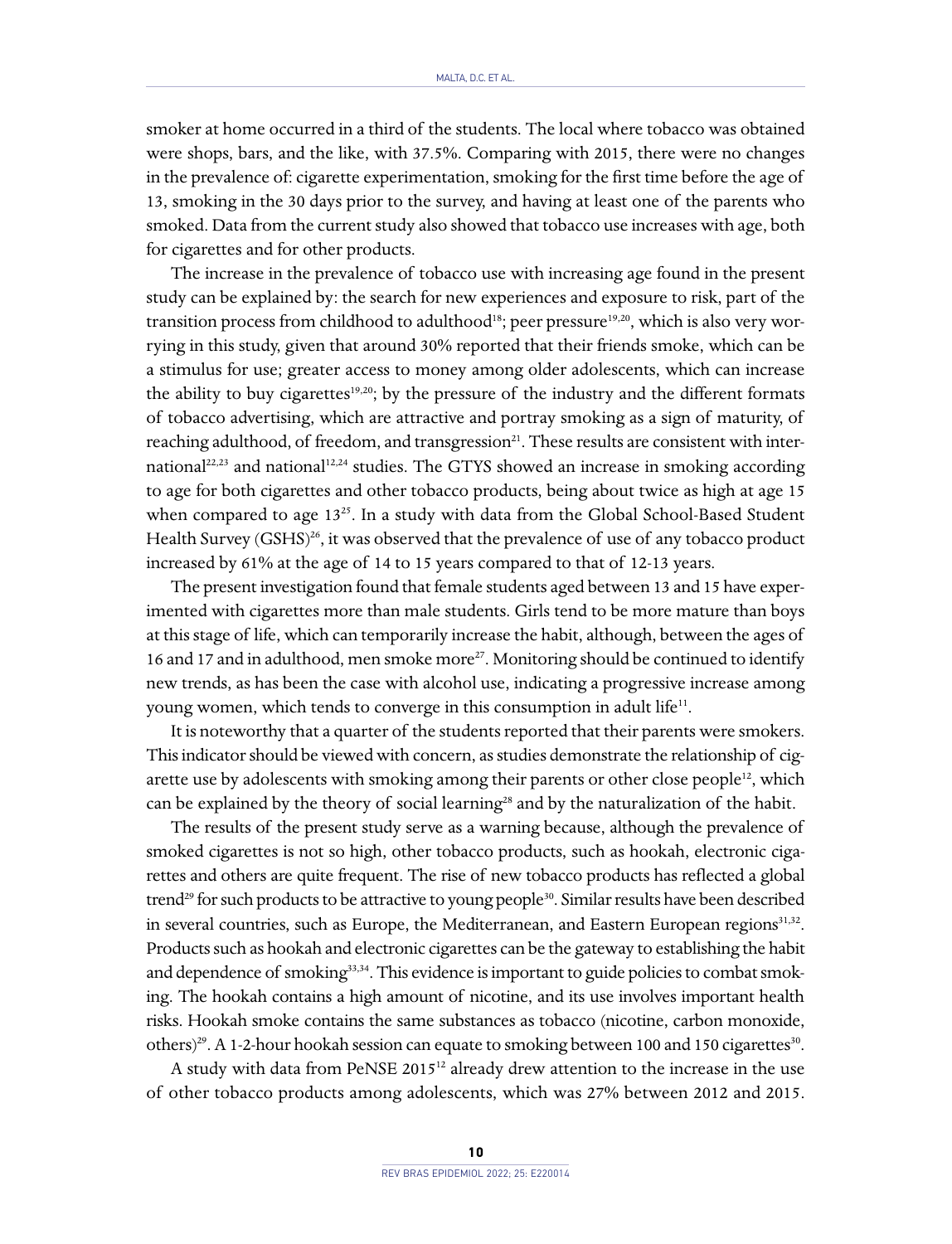smoker at home occurred in a third of the students. The local where tobacco was obtained were shops, bars, and the like, with 37.5%. Comparing with 2015, there were no changes in the prevalence of: cigarette experimentation, smoking for the first time before the age of 13, smoking in the 30 days prior to the survey, and having at least one of the parents who smoked. Data from the current study also showed that tobacco use increases with age, both for cigarettes and for other products.

The increase in the prevalence of tobacco use with increasing age found in the present study can be explained by: the search for new experiences and exposure to risk, part of the transition process from childhood to adulthood[18]; peer pressure[19,20], which is also very worrying in this study, given that around 30% reported that their friends smoke, which can be a stimulus for use; greater access to money among older adolescents, which can increase the ability to buy cigarettes[19,20]; by the pressure of the industry and the different formats of tobacco advertising, which are attractive and portray smoking as a sign of maturity, of reaching adulthood, of freedom, and transgression[21]. These results are consistent with international[22,23] and national[12,24] studies. The GTYS showed an increase in smoking according to age for both cigarettes and other tobacco products, being about twice as high at age 15 when compared to age 13[25]. In a study with data from the Global School-Based Student Health Survey (GSHS)[26], it was observed that the prevalence of use of any tobacco product increased by 61% at the age of 14 to 15 years compared to that of 12-13 years.

The present investigation found that female students aged between 13 and 15 have experimented with cigarettes more than male students. Girls tend to be more mature than boys at this stage of life, which can temporarily increase the habit, although, between the ages of 16 and 17 and in adulthood, men smoke more[27]. Monitoring should be continued to identify new trends, as has been the case with alcohol use, indicating a progressive increase among young women, which tends to converge in this consumption in adult life[11].

It is noteworthy that a quarter of the students reported that their parents were smokers. This indicator should be viewed with concern, as studies demonstrate the relationship of cigarette use by adolescents with smoking among their parents or other close people[12], which can be explained by the theory of social learning[28] and by the naturalization of the habit.

The results of the present study serve as a warning because, although the prevalence of smoked cigarettes is not so high, other tobacco products, such as hookah, electronic cigarettes and others are quite frequent. The rise of new tobacco products has reflected a global trend[29] for such products to be attractive to young people[30]. Similar results have been described in several countries, such as Europe, the Mediterranean, and Eastern European regions[31,32]. Products such as hookah and electronic cigarettes can be the gateway to establishing the habit and dependence of smoking[33,34]. This evidence is important to guide policies to combat smoking. The hookah contains a high amount of nicotine, and its use involves important health risks. Hookah smoke contains the same substances as tobacco (nicotine, carbon monoxide, others)[29]. A 1-2-hour hookah session can equate to smoking between 100 and 150 cigarettes[30].

A study with data from PeNSE 2015[12] already drew attention to the increase in the use of other tobacco products among adolescents, which was 27% between 2012 and 2015.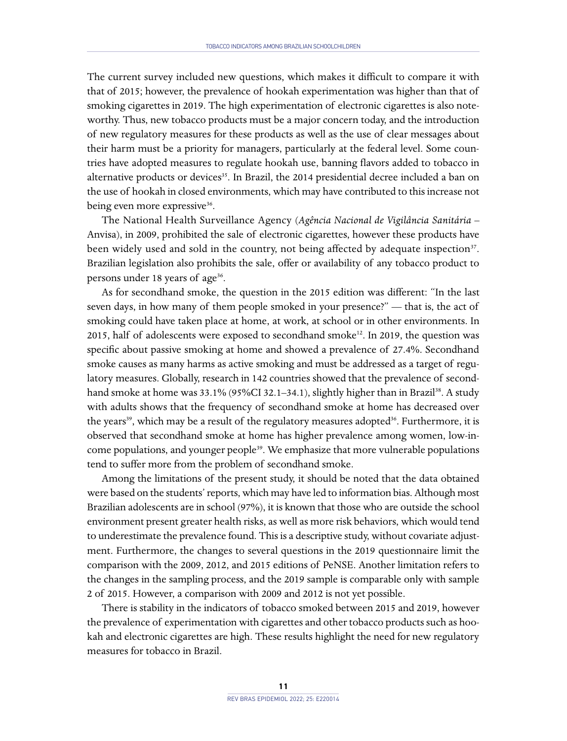The current survey included new questions, which makes it difficult to compare it with that of 2015; however, the prevalence of hookah experimentation was higher than that of smoking cigarettes in 2019. The high experimentation of electronic cigarettes is also noteworthy. Thus, new tobacco products must be a major concern today, and the introduction of new regulatory measures for these products as well as the use of clear messages about their harm must be a priority for managers, particularly at the federal level. Some countries have adopted measures to regulate hookah use, banning flavors added to tobacco in alternative products or devices[35]. In Brazil, the 2014 presidential decree included a ban on the use of hookah in closed environments, which may have contributed to this increase not being even more expressive[36].

The National Health Surveillance Agency (*Agência Nacional de Vigilância Sanitária* – Anvisa), in 2009, prohibited the sale of electronic cigarettes, however these products have been widely used and sold in the country, not being affected by adequate inspection[37]. Brazilian legislation also prohibits the sale, offer or availability of any tobacco product to persons under 18 years of age[36].

As for secondhand smoke, the question in the 2015 edition was different: "In the last seven days, in how many of them people smoked in your presence?" — that is, the act of smoking could have taken place at home, at work, at school or in other environments. In 2015, half of adolescents were exposed to secondhand smoke[12]. In 2019, the question was specific about passive smoking at home and showed a prevalence of 27.4%. Secondhand smoke causes as many harms as active smoking and must be addressed as a target of regulatory measures. Globally, research in 142 countries showed that the prevalence of secondhand smoke at home was 33.1% (95%CI 32.1–34.1), slightly higher than in Brazil[38]. A study with adults shows that the frequency of secondhand smoke at home has decreased over the years[39], which may be a result of the regulatory measures adopted[36]. Furthermore, it is observed that secondhand smoke at home has higher prevalence among women, low-income populations, and younger people[39]. We emphasize that more vulnerable populations tend to suffer more from the problem of secondhand smoke.

Among the limitations of the present study, it should be noted that the data obtained were based on the students' reports, which may have led to information bias. Although most Brazilian adolescents are in school (97%), it is known that those who are outside the school environment present greater health risks, as well as more risk behaviors, which would tend to underestimate the prevalence found. This is a descriptive study, without covariate adjustment. Furthermore, the changes to several questions in the 2019 questionnaire limit the comparison with the 2009, 2012, and 2015 editions of PeNSE. Another limitation refers to the changes in the sampling process, and the 2019 sample is comparable only with sample 2 of 2015. However, a comparison with 2009 and 2012 is not yet possible.

There is stability in the indicators of tobacco smoked between 2015 and 2019, however the prevalence of experimentation with cigarettes and other tobacco products such as hookah and electronic cigarettes are high. These results highlight the need for new regulatory measures for tobacco in Brazil.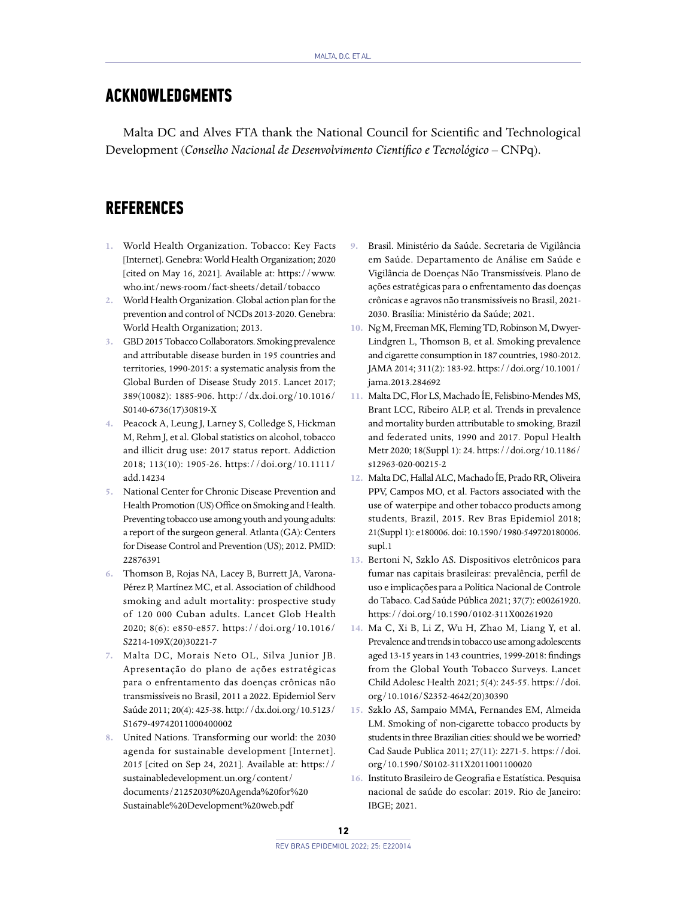## ACKNOWLEDGMENTS

Malta DC and Alves FTA thank the National Council for Scientific and Technological Development (*Conselho Nacional de Desenvolvimento Científico e Tecnológico* – CNPq).

## REFERENCES

1. World Health Organization. Tobacco: Key Facts [Internet]. Genebra: World Health Organization; 2020 [cited on May 16, 2021]. Available at: https://www.who.int/news-room/fact-sheets/detail/tobacco
2. World Health Organization. Global action plan for the prevention and control of NCDs 2013-2020. Genebra: World Health Organization; 2013.
3. GBD 2015 Tobacco Collaborators. Smoking prevalence and attributable disease burden in 195 countries and territories, 1990-2015: a systematic analysis from the Global Burden of Disease Study 2015. Lancet 2017; 389(10082): 1885-906. http://dx.doi.org/10.1016/S0140-6736(17)30819-X
4. Peacock A, Leung J, Larney S, Colledge S, Hickman M, Rehm J, et al. Global statistics on alcohol, tobacco and illicit drug use: 2017 status report. Addiction 2018; 113(10): 1905-26. https://doi.org/10.1111/add.14234
5. National Center for Chronic Disease Prevention and Health Promotion (US) Office on Smoking and Health. Preventing tobacco use among youth and young adults: a report of the surgeon general. Atlanta (GA): Centers for Disease Control and Prevention (US); 2012. PMID: 22876391
6. Thomson B, Rojas NA, Lacey B, Burrett JA, Varona-Pérez P, Martínez MC, et al. Association of childhood smoking and adult mortality: prospective study of 120 000 Cuban adults. Lancet Glob Health 2020; 8(6): e850-e857. https://doi.org/10.1016/S2214-109X(20)30221-7
7. Malta DC, Morais Neto OL, Silva Junior JB. Apresentação do plano de ações estratégicas para o enfrentamento das doenças crônicas não transmissíveis no Brasil, 2011 a 2022. Epidemiol Serv Saúde 2011; 20(4): 425-38. http://dx.doi.org/10.5123/S1679-49742011000400002
8. United Nations. Transforming our world: the 2030 agenda for sustainable development [Internet]. 2015 [cited on Sep 24, 2021]. Available at: https://sustainabledevelopment.un.org/content/documents/21252030%20Agenda%20for%20Sustainable%20Development%20web.pdf
9. Brasil. Ministério da Saúde. Secretaria de Vigilância em Saúde. Departamento de Análise em Saúde e Vigilância de Doenças Não Transmissíveis. Plano de ações estratégicas para o enfrentamento das doenças crônicas e agravos não transmissíveis no Brasil, 2021-2030. Brasília: Ministério da Saúde; 2021.
10. Ng M, Freeman MK, Fleming TD, Robinson M, Dwyer-Lindgren L, Thomson B, et al. Smoking prevalence and cigarette consumption in 187 countries, 1980-2012. JAMA 2014; 311(2): 183-92. https://doi.org/10.1001/jama.2013.284692
11. Malta DC, Flor LS, Machado ÍE, Felisbino-Mendes MS, Brant LCC, Ribeiro ALP, et al. Trends in prevalence and mortality burden attributable to smoking, Brazil and federated units, 1990 and 2017. Popul Health Metr 2020; 18(Suppl 1): 24. https://doi.org/10.1186/s12963-020-00215-2
12. Malta DC, Hallal ALC, Machado ÍE, Prado RR, Oliveira PPV, Campos MO, et al. Factors associated with the use of waterpipe and other tobacco products among students, Brazil, 2015. Rev Bras Epidemiol 2018; 21(Suppl 1): e180006. doi: 10.1590/1980-549720180006.supl.1
13. Bertoni N, Szklo AS. Dispositivos eletrônicos para fumar nas capitais brasileiras: prevalência, perfil de uso e implicações para a Política Nacional de Controle do Tabaco. Cad Saúde Pública 2021; 37(7): e00261920. https://doi.org/10.1590/0102-311X00261920
14. Ma C, Xi B, Li Z, Wu H, Zhao M, Liang Y, et al. Prevalence and trends in tobacco use among adolescents aged 13-15 years in 143 countries, 1999-2018: findings from the Global Youth Tobacco Surveys. Lancet Child Adolesc Health 2021; 5(4): 245-55. https://doi.org/10.1016/S2352-4642(20)30390
15. Szklo AS, Sampaio MMA, Fernandes EM, Almeida LM. Smoking of non-cigarette tobacco products by students in three Brazilian cities: should we be worried? Cad Saude Publica 2011; 27(11): 2271-5. https://doi.org/10.1590/S0102-311X2011001100020
16. Instituto Brasileiro de Geografia e Estatística. Pesquisa nacional de saúde do escolar: 2019. Rio de Janeiro: IBGE; 2021.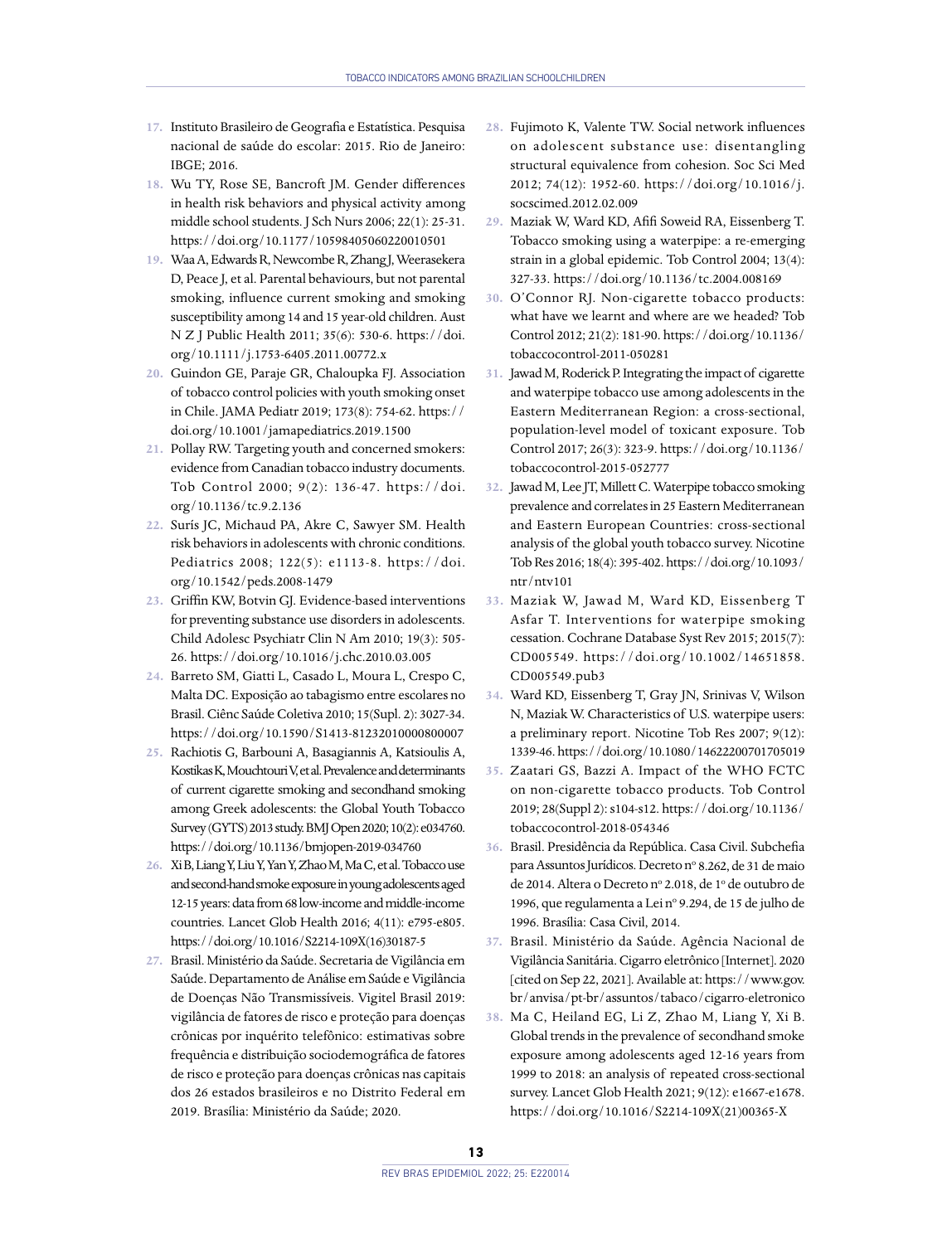17. Instituto Brasileiro de Geografia e Estatística. Pesquisa nacional de saúde do escolar: 2015. Rio de Janeiro: IBGE; 2016.
18. Wu TY, Rose SE, Bancroft JM. Gender differences in health risk behaviors and physical activity among middle school students. J Sch Nurs 2006; 22(1): 25-31. https://doi.org/10.1177/10598405060220010501
19. Waa A, Edwards R, Newcombe R, Zhang J, Weerasekera D, Peace J, et al. Parental behaviours, but not parental smoking, influence current smoking and smoking susceptibility among 14 and 15 year-old children. Aust N Z J Public Health 2011; 35(6): 530-6. https://doi.org/10.1111/j.1753-6405.2011.00772.x
20. Guindon GE, Paraje GR, Chaloupka FJ. Association of tobacco control policies with youth smoking onset in Chile. JAMA Pediatr 2019; 173(8): 754-62. https://doi.org/10.1001/jamapediatrics.2019.1500
21. Pollay RW. Targeting youth and concerned smokers: evidence from Canadian tobacco industry documents. Tob Control 2000; 9(2): 136-47. https://doi.org/10.1136/tc.9.2.136
22. Surís JC, Michaud PA, Akre C, Sawyer SM. Health risk behaviors in adolescents with chronic conditions. Pediatrics 2008; 122(5): e1113-8. https://doi.org/10.1542/peds.2008-1479
23. Griffin KW, Botvin GJ. Evidence-based interventions for preventing substance use disorders in adolescents. Child Adolesc Psychiatr Clin N Am 2010; 19(3): 505-26. https://doi.org/10.1016/j.chc.2010.03.005
24. Barreto SM, Giatti L, Casado L, Moura L, Crespo C, Malta DC. Exposição ao tabagismo entre escolares no Brasil. Ciênc Saúde Coletiva 2010; 15(Supl. 2): 3027-34. https://doi.org/10.1590/S1413-81232010000800007
25. Rachiotis G, Barbouni A, Basagiannis A, Katsioulis A, Kostikas K, Mouchtouri V, et al. Prevalence and determinants of current cigarette smoking and secondhand smoking among Greek adolescents: the Global Youth Tobacco Survey (GYTS) 2013 study. BMJ Open 2020; 10(2): e034760. https://doi.org/10.1136/bmjopen-2019-034760
26. Xi B, Liang Y, Liu Y, Yan Y, Zhao M, Ma C, et al. Tobacco use and second-hand smoke exposure in young adolescents aged 12-15 years: data from 68 low-income and middle-income countries. Lancet Glob Health 2016; 4(11): e795-e805. https://doi.org/10.1016/S2214-109X(16)30187-5
27. Brasil. Ministério da Saúde. Secretaria de Vigilância em Saúde. Departamento de Análise em Saúde e Vigilância de Doenças Não Transmissíveis. Vigitel Brasil 2019: vigilância de fatores de risco e proteção para doenças crônicas por inquérito telefônico: estimativas sobre frequência e distribuição sociodemográfica de fatores de risco e proteção para doenças crônicas nas capitais dos 26 estados brasileiros e no Distrito Federal em 2019. Brasília: Ministério da Saúde; 2020.
28. Fujimoto K, Valente TW. Social network influences on adolescent substance use: disentangling structural equivalence from cohesion. Soc Sci Med 2012; 74(12): 1952-60. https://doi.org/10.1016/j.socscimed.2012.02.009
29. Maziak W, Ward KD, Afifi Soweid RA, Eissenberg T. Tobacco smoking using a waterpipe: a re-emerging strain in a global epidemic. Tob Control 2004; 13(4): 327-33. https://doi.org/10.1136/tc.2004.008169
30. O'Connor RJ. Non-cigarette tobacco products: what have we learnt and where are we headed? Tob Control 2012; 21(2): 181-90. https://doi.org/10.1136/tobaccocontrol-2011-050281
31. Jawad M, Roderick P. Integrating the impact of cigarette and waterpipe tobacco use among adolescents in the Eastern Mediterranean Region: a cross-sectional, population-level model of toxicant exposure. Tob Control 2017; 26(3): 323-9. https://doi.org/10.1136/tobaccocontrol-2015-052777
32. Jawad M, Lee JT, Millett C. Waterpipe tobacco smoking prevalence and correlates in 25 Eastern Mediterranean and Eastern European Countries: cross-sectional analysis of the global youth tobacco survey. Nicotine Tob Res 2016; 18(4): 395-402. https://doi.org/10.1093/ntr/ntv101
33. Maziak W, Jawad M, Ward KD, Eissenberg T Asfar T. Interventions for waterpipe smoking cessation. Cochrane Database Syst Rev 2015; 2015(7): CD005549. https://doi.org/10.1002/14651858.CD005549.pub3
34. Ward KD, Eissenberg T, Gray JN, Srinivas V, Wilson N, Maziak W. Characteristics of U.S. waterpipe users: a preliminary report. Nicotine Tob Res 2007; 9(12): 1339-46. https://doi.org/10.1080/14622200701705019
35. Zaatari GS, Bazzi A. Impact of the WHO FCTC on non-cigarette tobacco products. Tob Control 2019; 28(Suppl 2): s104-s12. https://doi.org/10.1136/tobaccocontrol-2018-054346
36. Brasil. Presidência da República. Casa Civil. Subchefia para Assuntos Jurídicos. Decreto nº 8.262, de 31 de maio de 2014. Altera o Decreto nº 2.018, de 1º de outubro de 1996, que regulamenta a Lei nº 9.294, de 15 de julho de 1996. Brasília: Casa Civil, 2014.
37. Brasil. Ministério da Saúde. Agência Nacional de Vigilância Sanitária. Cigarro eletrônico [Internet]. 2020 [cited on Sep 22, 2021]. Available at: https://www.gov.br/anvisa/pt-br/assuntos/tabaco/cigarro-eletronico
38. Ma C, Heiland EG, Li Z, Zhao M, Liang Y, Xi B. Global trends in the prevalence of secondhand smoke exposure among adolescents aged 12-16 years from 1999 to 2018: an analysis of repeated cross-sectional survey. Lancet Glob Health 2021; 9(12): e1667-e1678. https://doi.org/10.1016/S2214-109X(21)00365-X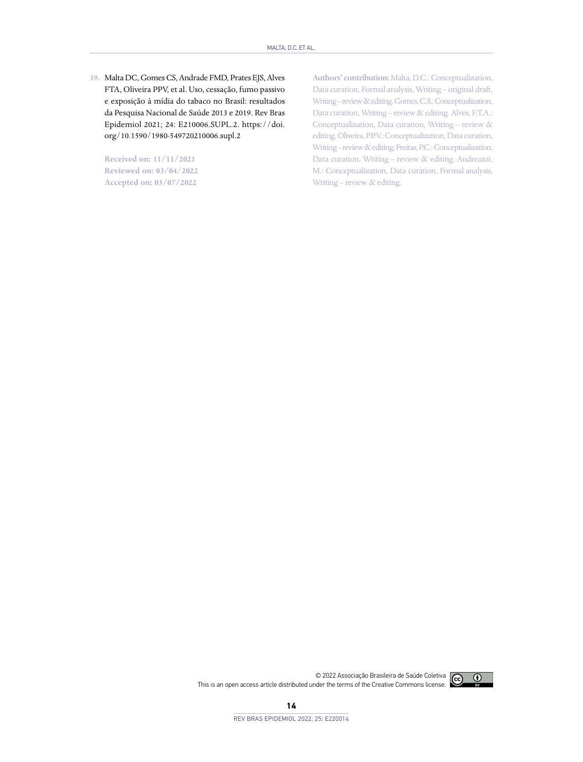39. Malta DC, Gomes CS, Andrade FMD, Prates EJS, Alves FTA, Oliveira PPV, et al. Uso, cessação, fumo passivo e exposição à mídia do tabaco no Brasil: resultados da Pesquisa Nacional de Saúde 2013 e 2019. Rev Bras Epidemiol 2021; 24: E210006.SUPL.2. https://doi.org/10.1590/1980-549720210006.supl.2

**Received on: 11/11/2021**
**Reviewed on: 03/04/2022**
**Accepted on: 03/07/2022**

**Authors' contribution:** Malta, D.C.: Conceptualization, Data curation, Formal analysis, Writing – original draft, Writing – review & editing. Gomes, C.S.: Conceptualization, Data curation, Writing – review & editing. Alves, F.T.A.: Conceptualization, Data curation, Writing – review & editing. Oliveira, P.P.V.: Conceptualization, Data curation, Writing – review & editing. Freitas, P.C.: Conceptualization, Data curation, Writing – review & editing. Andreazzi, M.: Conceptualization, Data curation, Formal analysis, Writing – review & editing.

© 2022 Associação Brasileira de Saúde Coletiva
This is an open access article distributed under the terms of the Creative Commons license.